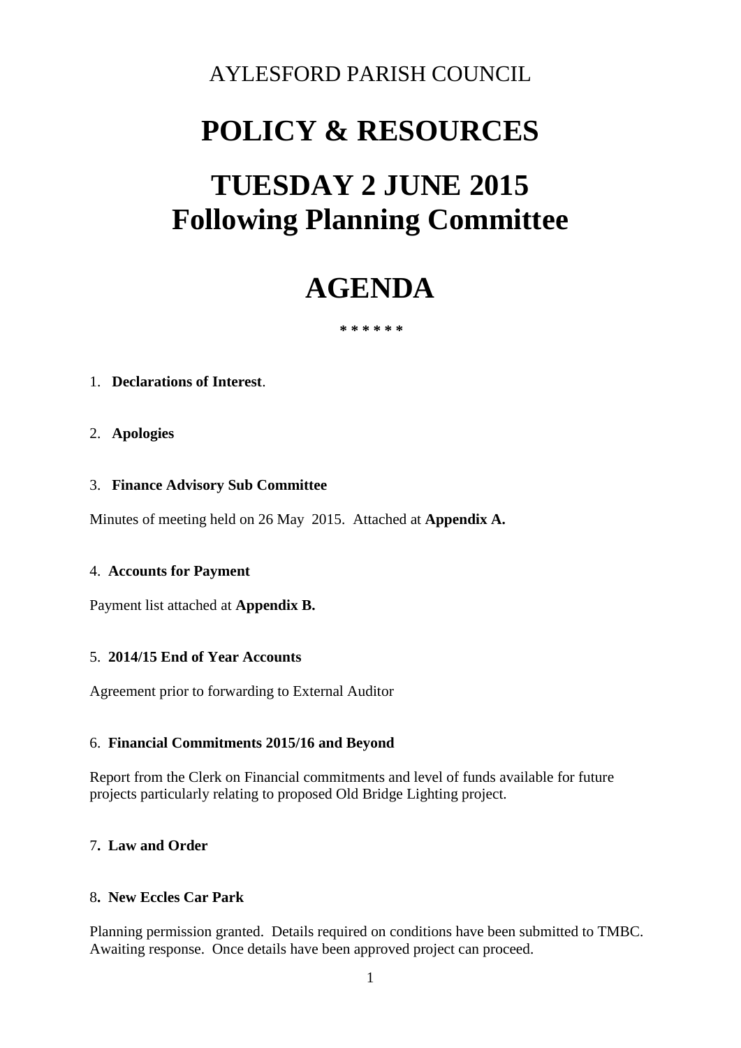AYLESFORD PARISH COUNCIL

# POLICY & RESOURCES

# TUESDAY 2 JUNE 2015
# Following Planning Committee

# AGENDA

* * * * * *

1. **Declarations of Interest**.

2. **Apologies**

3. **Finance Advisory Sub Committee**

Minutes of meeting held on 26 May 2015. Attached at **Appendix A.**

4. **Accounts for Payment**

Payment list attached at **Appendix B.**

5. **2014/15 End of Year Accounts**

Agreement prior to forwarding to External Auditor

6. **Financial Commitments 2015/16 and Beyond**

Report from the Clerk on Financial commitments and level of funds available for future projects particularly relating to proposed Old Bridge Lighting project.

7**. Law and Order**

8**. New Eccles Car Park**

Planning permission granted. Details required on conditions have been submitted to TMBC. Awaiting response. Once details have been approved project can proceed.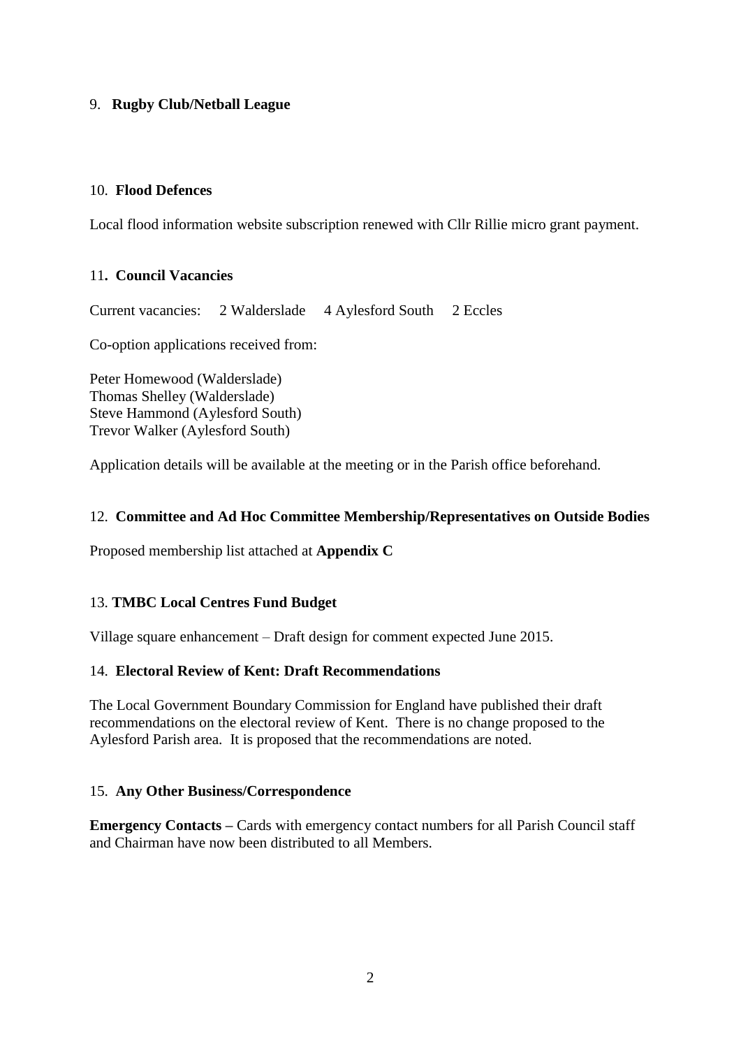9. **Rugby Club/Netball League**

10. **Flood Defences**

Local flood information website subscription renewed with Cllr Rillie micro grant payment.

11**. Council Vacancies**

Current vacancies: 2 Walderslade 4 Aylesford South 2 Eccles

Co-option applications received from:

Peter Homewood (Walderslade)
Thomas Shelley (Walderslade)
Steve Hammond (Aylesford South)
Trevor Walker (Aylesford South)

Application details will be available at the meeting or in the Parish office beforehand.

12. **Committee and Ad Hoc Committee Membership/Representatives on Outside Bodies**

Proposed membership list attached at **Appendix C**

13. **TMBC Local Centres Fund Budget**

Village square enhancement – Draft design for comment expected June 2015.

14. **Electoral Review of Kent: Draft Recommendations**

The Local Government Boundary Commission for England have published their draft recommendations on the electoral review of Kent. There is no change proposed to the Aylesford Parish area. It is proposed that the recommendations are noted.

15. **Any Other Business/Correspondence**

**Emergency Contacts –** Cards with emergency contact numbers for all Parish Council staff and Chairman have now been distributed to all Members.